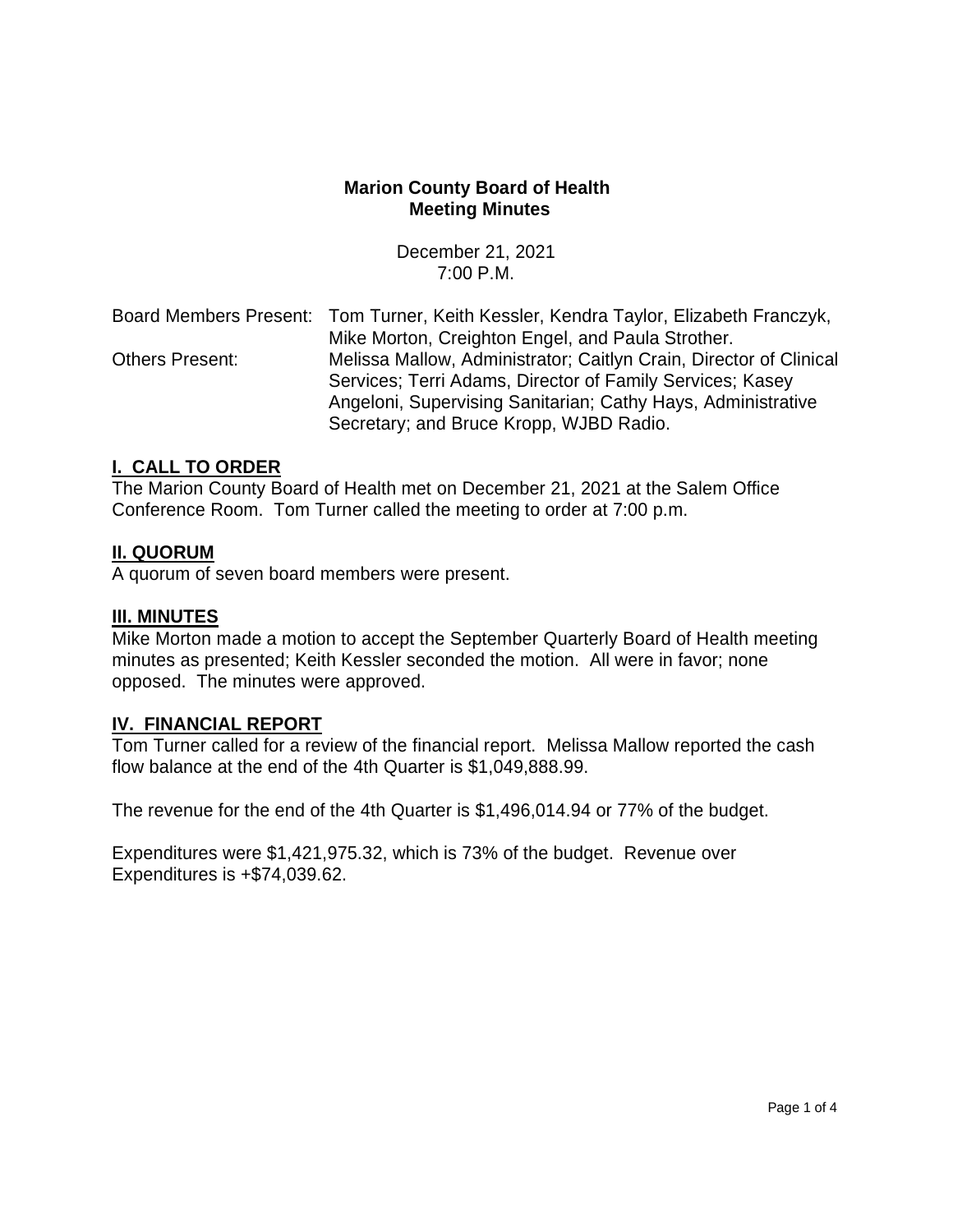# Marion County Board of Health
## Meeting Minutes

December 21, 2021
7:00 P.M.

| | |
|---|---|
| Board Members Present: | Tom Turner, Keith Kessler, Kendra Taylor, Elizabeth Franczyk, Mike Morton, Creighton Engel, and Paula Strother. |
| Others Present: | Melissa Mallow, Administrator; Caitlyn Crain, Director of Clinical Services; Terri Adams, Director of Family Services; Kasey Angeloni, Supervising Sanitarian; Cathy Hays, Administrative Secretary; and Bruce Kropp, WJBD Radio. |

### I. CALL TO ORDER

The Marion County Board of Health met on December 21, 2021 at the Salem Office Conference Room. Tom Turner called the meeting to order at 7:00 p.m.

### II. QUORUM

A quorum of seven board members were present.

### III. MINUTES

Mike Morton made a motion to accept the September Quarterly Board of Health meeting minutes as presented; Keith Kessler seconded the motion. All were in favor; none opposed. The minutes were approved.

### IV. FINANCIAL REPORT

Tom Turner called for a review of the financial report. Melissa Mallow reported the cash flow balance at the end of the 4th Quarter is $1,049,888.99.

The revenue for the end of the 4th Quarter is $1,496,014.94 or 77% of the budget.

Expenditures were $1,421,975.32, which is 73% of the budget. Revenue over Expenditures is +$74,039.62.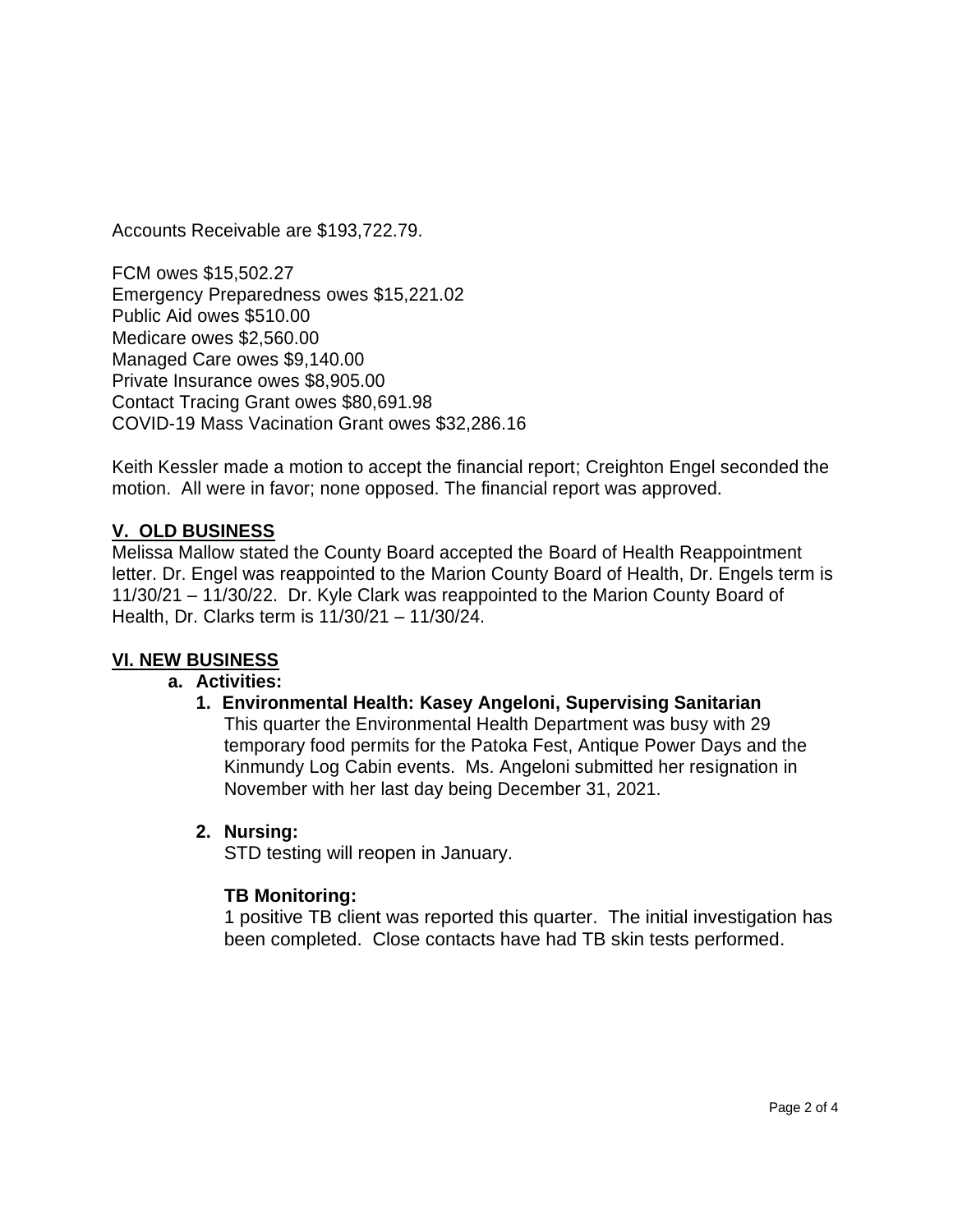Accounts Receivable are $193,722.79.

FCM owes $15,502.27
Emergency Preparedness owes $15,221.02
Public Aid owes $510.00
Medicare owes $2,560.00
Managed Care owes $9,140.00
Private Insurance owes $8,905.00
Contact Tracing Grant owes $80,691.98
COVID-19 Mass Vacination Grant owes $32,286.16

Keith Kessler made a motion to accept the financial report; Creighton Engel seconded the motion. All were in favor; none opposed. The financial report was approved.

## V. OLD BUSINESS

Melissa Mallow stated the County Board accepted the Board of Health Reappointment letter. Dr. Engel was reappointed to the Marion County Board of Health, Dr. Engels term is 11/30/21 – 11/30/22. Dr. Kyle Clark was reappointed to the Marion County Board of Health, Dr. Clarks term is 11/30/21 – 11/30/24.

## VI. NEW BUSINESS

**a. Activities:**

**1. Environmental Health: Kasey Angeloni, Supervising Sanitarian**

This quarter the Environmental Health Department was busy with 29 temporary food permits for the Patoka Fest, Antique Power Days and the Kinmundy Log Cabin events. Ms. Angeloni submitted her resignation in November with her last day being December 31, 2021.

**2. Nursing:**

STD testing will reopen in January.

**TB Monitoring:**

1 positive TB client was reported this quarter. The initial investigation has been completed. Close contacts have had TB skin tests performed.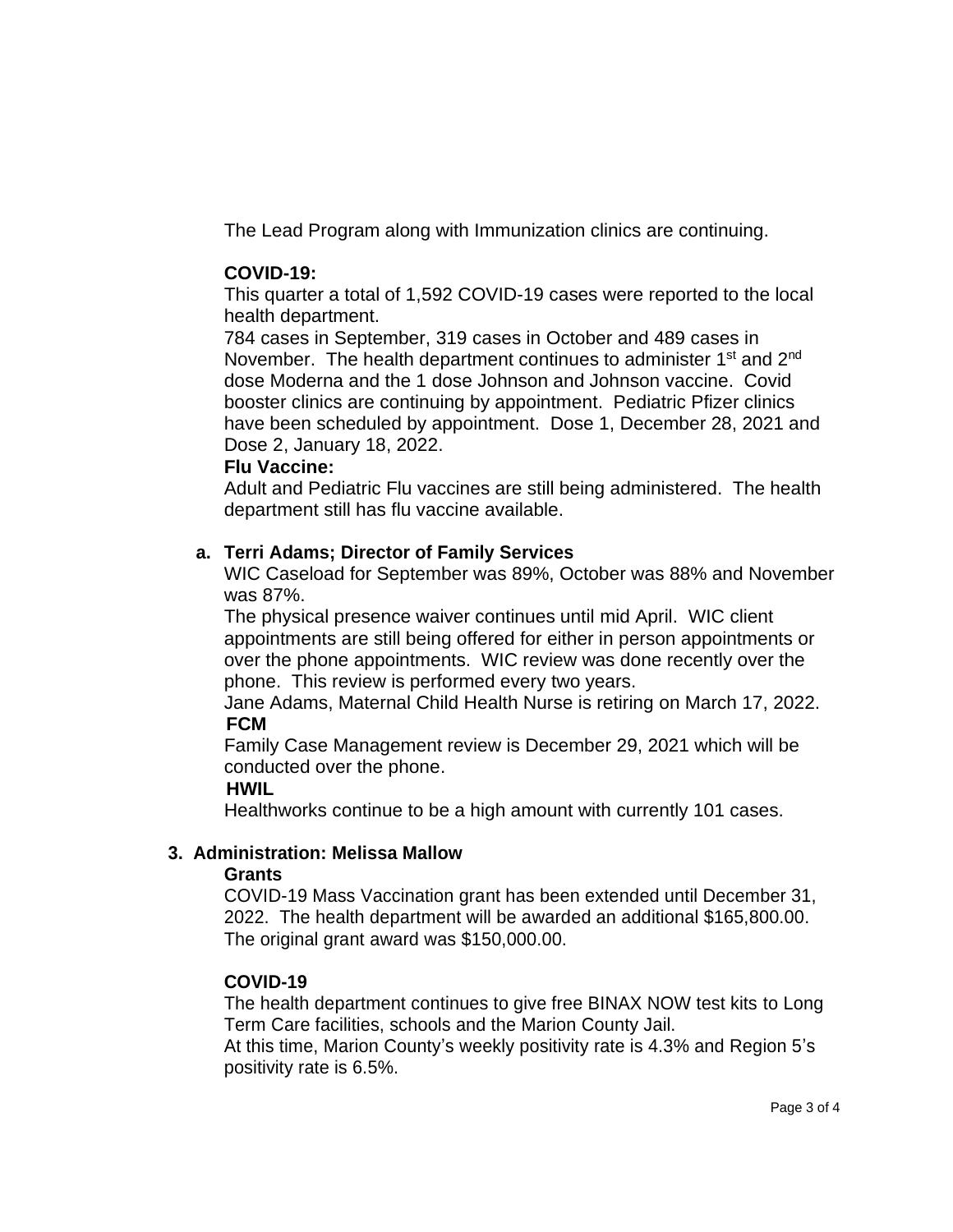The Lead Program along with Immunization clinics are continuing.

**COVID-19:**

This quarter a total of 1,592 COVID-19 cases were reported to the local health department.

784 cases in September, 319 cases in October and 489 cases in November. The health department continues to administer 1st and 2nd dose Moderna and the 1 dose Johnson and Johnson vaccine. Covid booster clinics are continuing by appointment. Pediatric Pfizer clinics have been scheduled by appointment. Dose 1, December 28, 2021 and Dose 2, January 18, 2022.

**Flu Vaccine:**

Adult and Pediatric Flu vaccines are still being administered. The health department still has flu vaccine available.

a. **Terri Adams; Director of Family Services**

WIC Caseload for September was 89%, October was 88% and November was 87%.

The physical presence waiver continues until mid April. WIC client appointments are still being offered for either in person appointments or over the phone appointments. WIC review was done recently over the phone. This review is performed every two years.

Jane Adams, Maternal Child Health Nurse is retiring on March 17, 2022.

**FCM**

Family Case Management review is December 29, 2021 which will be conducted over the phone.

**HWIL**

Healthworks continue to be a high amount with currently 101 cases.

3. **Administration: Melissa Mallow**

**Grants**

COVID-19 Mass Vaccination grant has been extended until December 31, 2022. The health department will be awarded an additional $165,800.00. The original grant award was $150,000.00.

**COVID-19**

The health department continues to give free BINAX NOW test kits to Long Term Care facilities, schools and the Marion County Jail.

At this time, Marion County's weekly positivity rate is 4.3% and Region 5's positivity rate is 6.5%.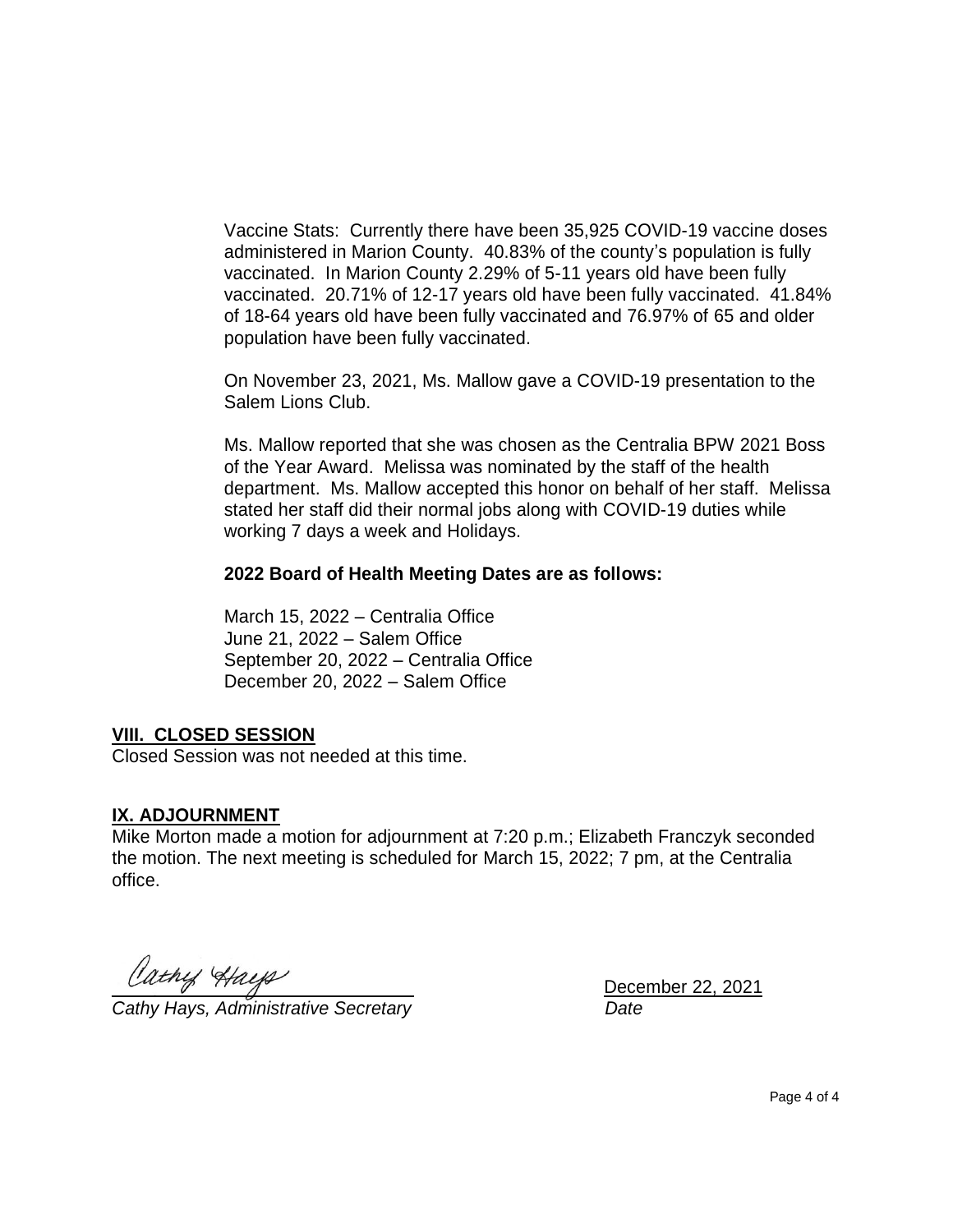Vaccine Stats: Currently there have been 35,925 COVID-19 vaccine doses administered in Marion County. 40.83% of the county's population is fully vaccinated. In Marion County 2.29% of 5-11 years old have been fully vaccinated. 20.71% of 12-17 years old have been fully vaccinated. 41.84% of 18-64 years old have been fully vaccinated and 76.97% of 65 and older population have been fully vaccinated.

On November 23, 2021, Ms. Mallow gave a COVID-19 presentation to the Salem Lions Club.

Ms. Mallow reported that she was chosen as the Centralia BPW 2021 Boss of the Year Award. Melissa was nominated by the staff of the health department. Ms. Mallow accepted this honor on behalf of her staff. Melissa stated her staff did their normal jobs along with COVID-19 duties while working 7 days a week and Holidays.

**2022 Board of Health Meeting Dates are as follows:**

March 15, 2022 – Centralia Office
June 21, 2022 – Salem Office
September 20, 2022 – Centralia Office
December 20, 2022 – Salem Office

## VIII. CLOSED SESSION

Closed Session was not needed at this time.

## IX. ADJOURNMENT

Mike Morton made a motion for adjournment at 7:20 p.m.; Elizabeth Franczyk seconded the motion. The next meeting is scheduled for March 15, 2022; 7 pm, at the Centralia office.

Cathy Hays

*Cathy Hays, Administrative Secretary*

December 22, 2021

*Date*